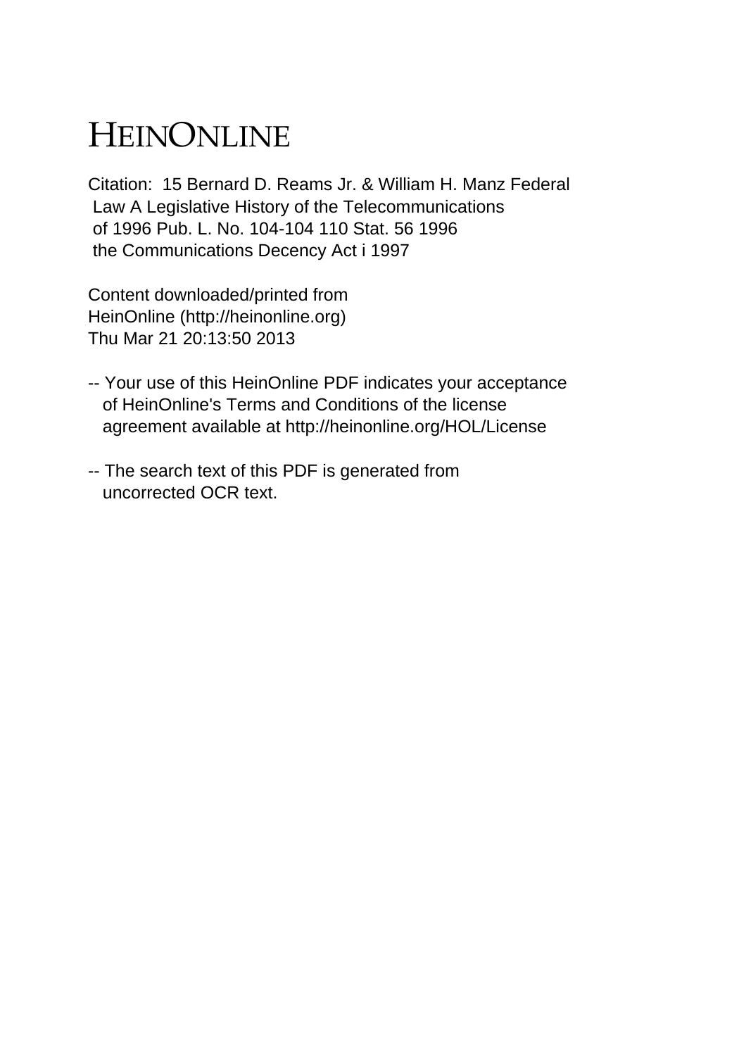# HEINONLINE

Citation: 15 Bernard D. Reams Jr. & William H. Manz Federal Law A Legislative History of the Telecommunications of 1996 Pub. L. No. 104-104 110 Stat. 56 1996 the Communications Decency Act i 1997

Content downloaded/printed from HeinOnline (http://heinonline.org) Thu Mar 21 20:13:50 2013

-- Your use of this HeinOnline PDF indicates your acceptance of HeinOnline's Terms and Conditions of the license agreement available at http://heinonline.org/HOL/License

-- The search text of this PDF is generated from uncorrected OCR text.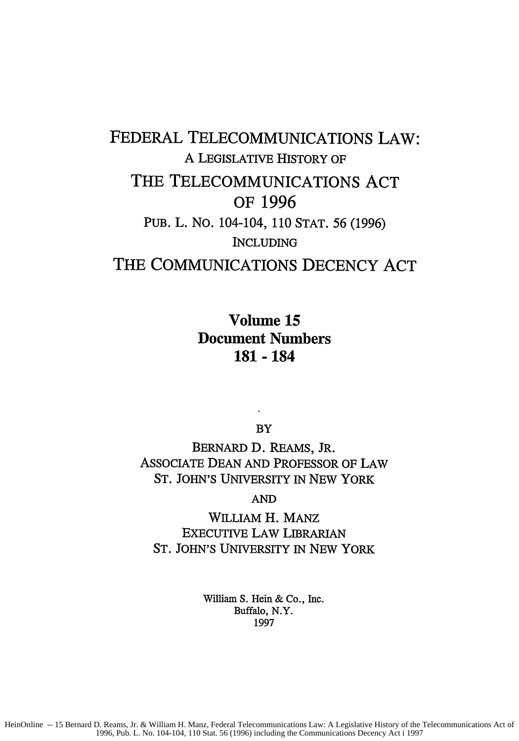# FEDERAL TELECOMMUNICATIONS LAW:

A LEGISLATIVE HISTORY OF

# THE TELECOMMUNICATIONS ACT OF 1996

PUB. L. NO. 104-104, 110 STAT. 56 (1996)

INCLUDING

# THE COMMUNICATIONS DECENCY ACT

**Volume 15**

**Document Numbers**

**181 - 184**

BY

BERNARD D. REAMS, JR.
ASSOCIATE DEAN AND PROFESSOR OF LAW
ST. JOHN'S UNIVERSITY IN NEW YORK

AND

WILLIAM H. MANZ
EXECUTIVE LAW LIBRARIAN
ST. JOHN'S UNIVERSITY IN NEW YORK

William S. Hein & Co., Inc.
Buffalo, N.Y.
1997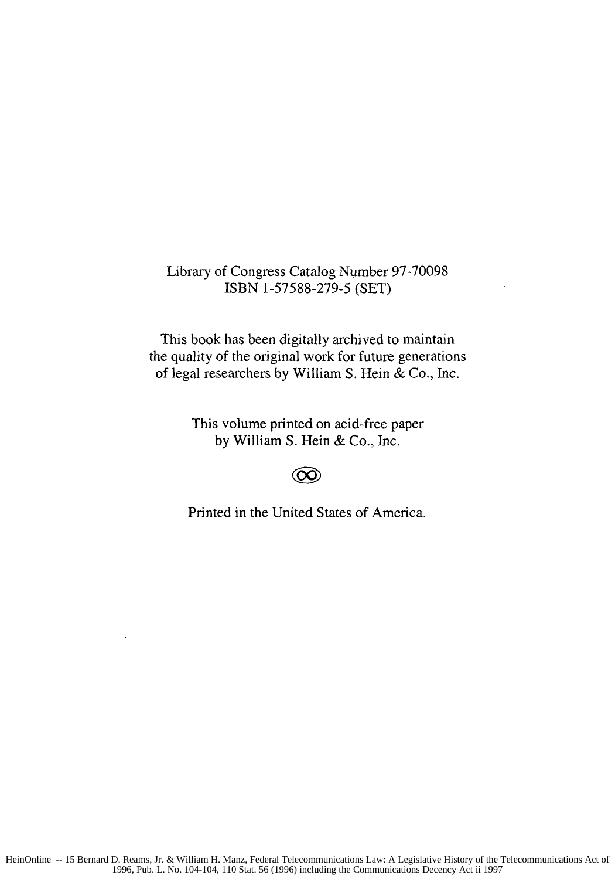Library of Congress Catalog Number 97-70098
ISBN 1-57588-279-5 (SET)

This book has been digitally archived to maintain the quality of the original work for future generations of legal researchers by William S. Hein & Co., Inc.

This volume printed on acid-free paper by William S. Hein & Co., Inc.

∞

Printed in the United States of America.